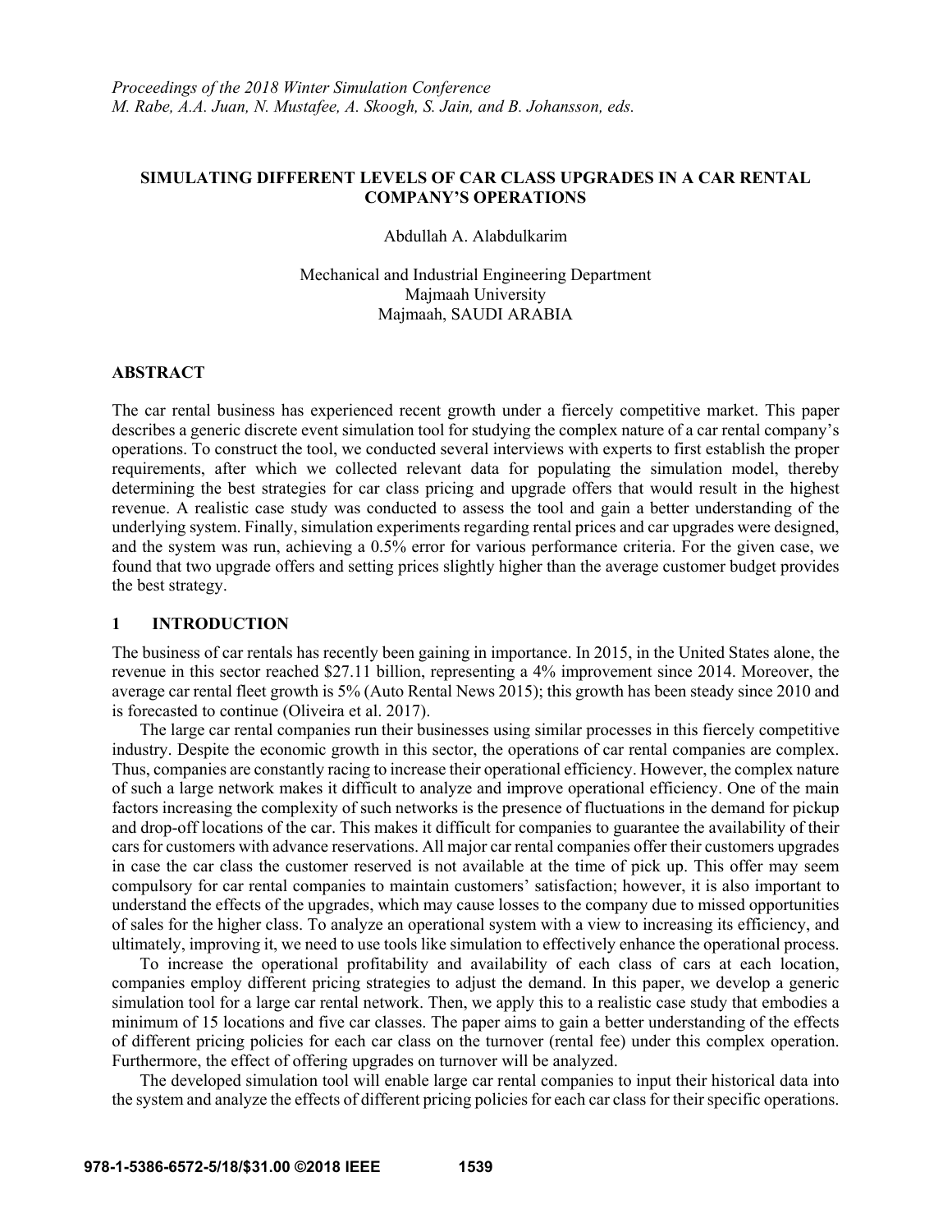*Proceedings of the 2018 Winter Simulation Conference*
*M. Rabe, A.A. Juan, N. Mustafee, A. Skoogh, S. Jain, and B. Johansson, eds.*

# SIMULATING DIFFERENT LEVELS OF CAR CLASS UPGRADES IN A CAR RENTAL COMPANY'S OPERATIONS

Abdullah A. Alabdulkarim

Mechanical and Industrial Engineering Department
Majmaah University
Majmaah, SAUDI ARABIA

## ABSTRACT

The car rental business has experienced recent growth under a fiercely competitive market. This paper describes a generic discrete event simulation tool for studying the complex nature of a car rental company's operations. To construct the tool, we conducted several interviews with experts to first establish the proper requirements, after which we collected relevant data for populating the simulation model, thereby determining the best strategies for car class pricing and upgrade offers that would result in the highest revenue. A realistic case study was conducted to assess the tool and gain a better understanding of the underlying system. Finally, simulation experiments regarding rental prices and car upgrades were designed, and the system was run, achieving a 0.5% error for various performance criteria. For the given case, we found that two upgrade offers and setting prices slightly higher than the average customer budget provides the best strategy.

## 1 INTRODUCTION

The business of car rentals has recently been gaining in importance. In 2015, in the United States alone, the revenue in this sector reached $27.11 billion, representing a 4% improvement since 2014. Moreover, the average car rental fleet growth is 5% (Auto Rental News 2015); this growth has been steady since 2010 and is forecasted to continue (Oliveira et al. 2017).

The large car rental companies run their businesses using similar processes in this fiercely competitive industry. Despite the economic growth in this sector, the operations of car rental companies are complex. Thus, companies are constantly racing to increase their operational efficiency. However, the complex nature of such a large network makes it difficult to analyze and improve operational efficiency. One of the main factors increasing the complexity of such networks is the presence of fluctuations in the demand for pickup and drop-off locations of the car. This makes it difficult for companies to guarantee the availability of their cars for customers with advance reservations. All major car rental companies offer their customers upgrades in case the car class the customer reserved is not available at the time of pick up. This offer may seem compulsory for car rental companies to maintain customers' satisfaction; however, it is also important to understand the effects of the upgrades, which may cause losses to the company due to missed opportunities of sales for the higher class. To analyze an operational system with a view to increasing its efficiency, and ultimately, improving it, we need to use tools like simulation to effectively enhance the operational process.

To increase the operational profitability and availability of each class of cars at each location, companies employ different pricing strategies to adjust the demand. In this paper, we develop a generic simulation tool for a large car rental network. Then, we apply this to a realistic case study that embodies a minimum of 15 locations and five car classes. The paper aims to gain a better understanding of the effects of different pricing policies for each car class on the turnover (rental fee) under this complex operation. Furthermore, the effect of offering upgrades on turnover will be analyzed.

The developed simulation tool will enable large car rental companies to input their historical data into the system and analyze the effects of different pricing policies for each car class for their specific operations.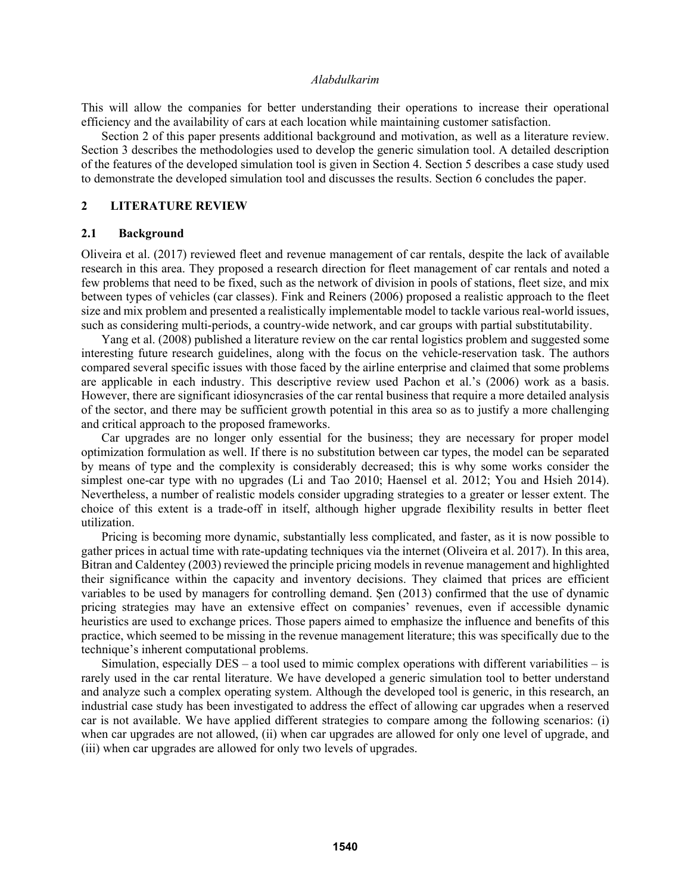This will allow the companies for better understanding their operations to increase their operational efficiency and the availability of cars at each location while maintaining customer satisfaction.

Section 2 of this paper presents additional background and motivation, as well as a literature review. Section 3 describes the methodologies used to develop the generic simulation tool. A detailed description of the features of the developed simulation tool is given in Section 4. Section 5 describes a case study used to demonstrate the developed simulation tool and discusses the results. Section 6 concludes the paper.

## 2 LITERATURE REVIEW

### 2.1 Background

Oliveira et al. (2017) reviewed fleet and revenue management of car rentals, despite the lack of available research in this area. They proposed a research direction for fleet management of car rentals and noted a few problems that need to be fixed, such as the network of division in pools of stations, fleet size, and mix between types of vehicles (car classes). Fink and Reiners (2006) proposed a realistic approach to the fleet size and mix problem and presented a realistically implementable model to tackle various real-world issues, such as considering multi-periods, a country-wide network, and car groups with partial substitutability.

Yang et al. (2008) published a literature review on the car rental logistics problem and suggested some interesting future research guidelines, along with the focus on the vehicle-reservation task. The authors compared several specific issues with those faced by the airline enterprise and claimed that some problems are applicable in each industry. This descriptive review used Pachon et al.'s (2006) work as a basis. However, there are significant idiosyncrasies of the car rental business that require a more detailed analysis of the sector, and there may be sufficient growth potential in this area so as to justify a more challenging and critical approach to the proposed frameworks.

Car upgrades are no longer only essential for the business; they are necessary for proper model optimization formulation as well. If there is no substitution between car types, the model can be separated by means of type and the complexity is considerably decreased; this is why some works consider the simplest one-car type with no upgrades (Li and Tao 2010; Haensel et al. 2012; You and Hsieh 2014). Nevertheless, a number of realistic models consider upgrading strategies to a greater or lesser extent. The choice of this extent is a trade-off in itself, although higher upgrade flexibility results in better fleet utilization.

Pricing is becoming more dynamic, substantially less complicated, and faster, as it is now possible to gather prices in actual time with rate-updating techniques via the internet (Oliveira et al. 2017). In this area, Bitran and Caldentey (2003) reviewed the principle pricing models in revenue management and highlighted their significance within the capacity and inventory decisions. They claimed that prices are efficient variables to be used by managers for controlling demand. Şen (2013) confirmed that the use of dynamic pricing strategies may have an extensive effect on companies' revenues, even if accessible dynamic heuristics are used to exchange prices. Those papers aimed to emphasize the influence and benefits of this practice, which seemed to be missing in the revenue management literature; this was specifically due to the technique's inherent computational problems.

Simulation, especially DES – a tool used to mimic complex operations with different variabilities – is rarely used in the car rental literature. We have developed a generic simulation tool to better understand and analyze such a complex operating system. Although the developed tool is generic, in this research, an industrial case study has been investigated to address the effect of allowing car upgrades when a reserved car is not available. We have applied different strategies to compare among the following scenarios: (i) when car upgrades are not allowed, (ii) when car upgrades are allowed for only one level of upgrade, and (iii) when car upgrades are allowed for only two levels of upgrades.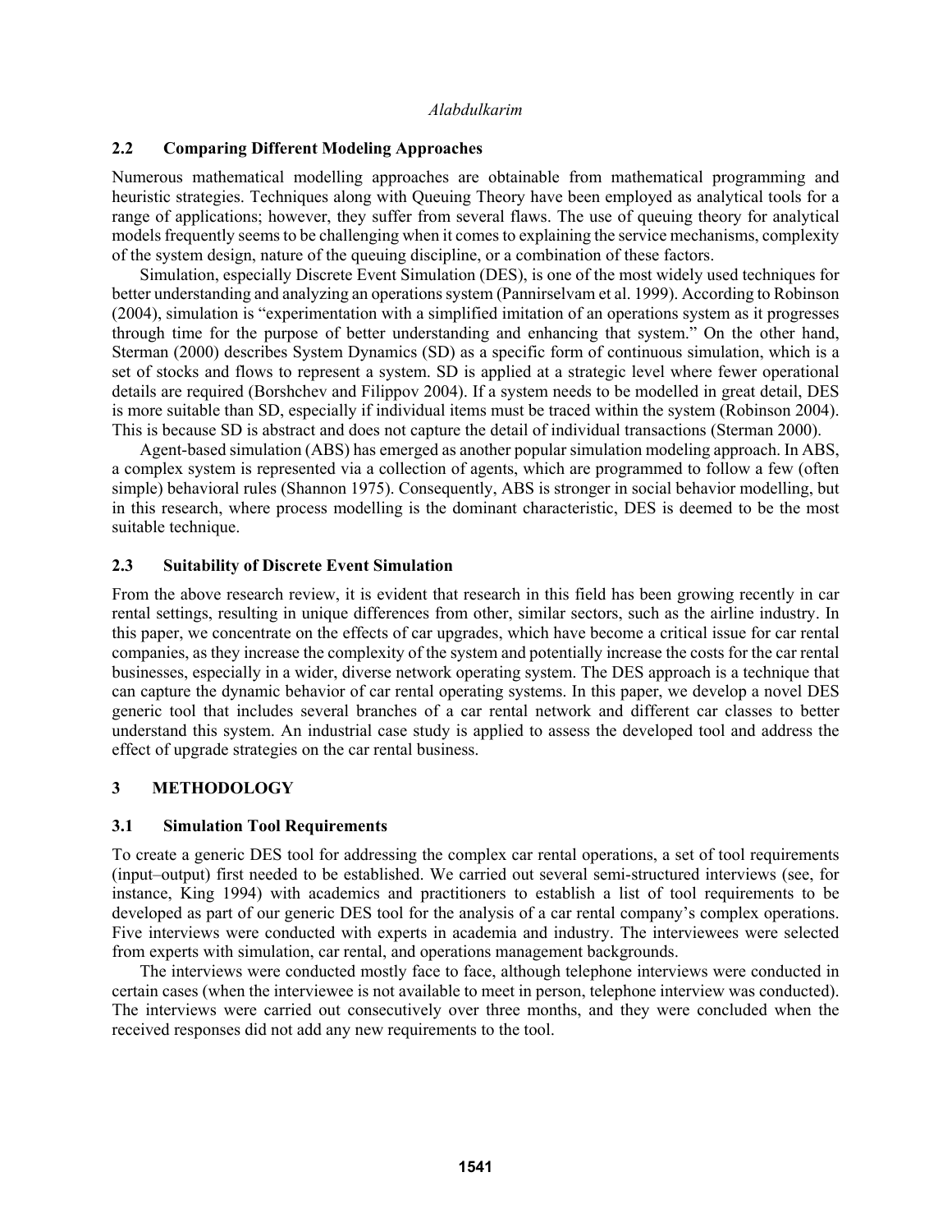## 2.2 Comparing Different Modeling Approaches

Numerous mathematical modelling approaches are obtainable from mathematical programming and heuristic strategies. Techniques along with Queuing Theory have been employed as analytical tools for a range of applications; however, they suffer from several flaws. The use of queuing theory for analytical models frequently seems to be challenging when it comes to explaining the service mechanisms, complexity of the system design, nature of the queuing discipline, or a combination of these factors.

Simulation, especially Discrete Event Simulation (DES), is one of the most widely used techniques for better understanding and analyzing an operations system (Pannirselvam et al. 1999). According to Robinson (2004), simulation is "experimentation with a simplified imitation of an operations system as it progresses through time for the purpose of better understanding and enhancing that system." On the other hand, Sterman (2000) describes System Dynamics (SD) as a specific form of continuous simulation, which is a set of stocks and flows to represent a system. SD is applied at a strategic level where fewer operational details are required (Borshchev and Filippov 2004). If a system needs to be modelled in great detail, DES is more suitable than SD, especially if individual items must be traced within the system (Robinson 2004). This is because SD is abstract and does not capture the detail of individual transactions (Sterman 2000).

Agent-based simulation (ABS) has emerged as another popular simulation modeling approach. In ABS, a complex system is represented via a collection of agents, which are programmed to follow a few (often simple) behavioral rules (Shannon 1975). Consequently, ABS is stronger in social behavior modelling, but in this research, where process modelling is the dominant characteristic, DES is deemed to be the most suitable technique.

## 2.3 Suitability of Discrete Event Simulation

From the above research review, it is evident that research in this field has been growing recently in car rental settings, resulting in unique differences from other, similar sectors, such as the airline industry. In this paper, we concentrate on the effects of car upgrades, which have become a critical issue for car rental companies, as they increase the complexity of the system and potentially increase the costs for the car rental businesses, especially in a wider, diverse network operating system. The DES approach is a technique that can capture the dynamic behavior of car rental operating systems. In this paper, we develop a novel DES generic tool that includes several branches of a car rental network and different car classes to better understand this system. An industrial case study is applied to assess the developed tool and address the effect of upgrade strategies on the car rental business.

# 3 METHODOLOGY

## 3.1 Simulation Tool Requirements

To create a generic DES tool for addressing the complex car rental operations, a set of tool requirements (input–output) first needed to be established. We carried out several semi-structured interviews (see, for instance, King 1994) with academics and practitioners to establish a list of tool requirements to be developed as part of our generic DES tool for the analysis of a car rental company's complex operations. Five interviews were conducted with experts in academia and industry. The interviewees were selected from experts with simulation, car rental, and operations management backgrounds.

The interviews were conducted mostly face to face, although telephone interviews were conducted in certain cases (when the interviewee is not available to meet in person, telephone interview was conducted). The interviews were carried out consecutively over three months, and they were concluded when the received responses did not add any new requirements to the tool.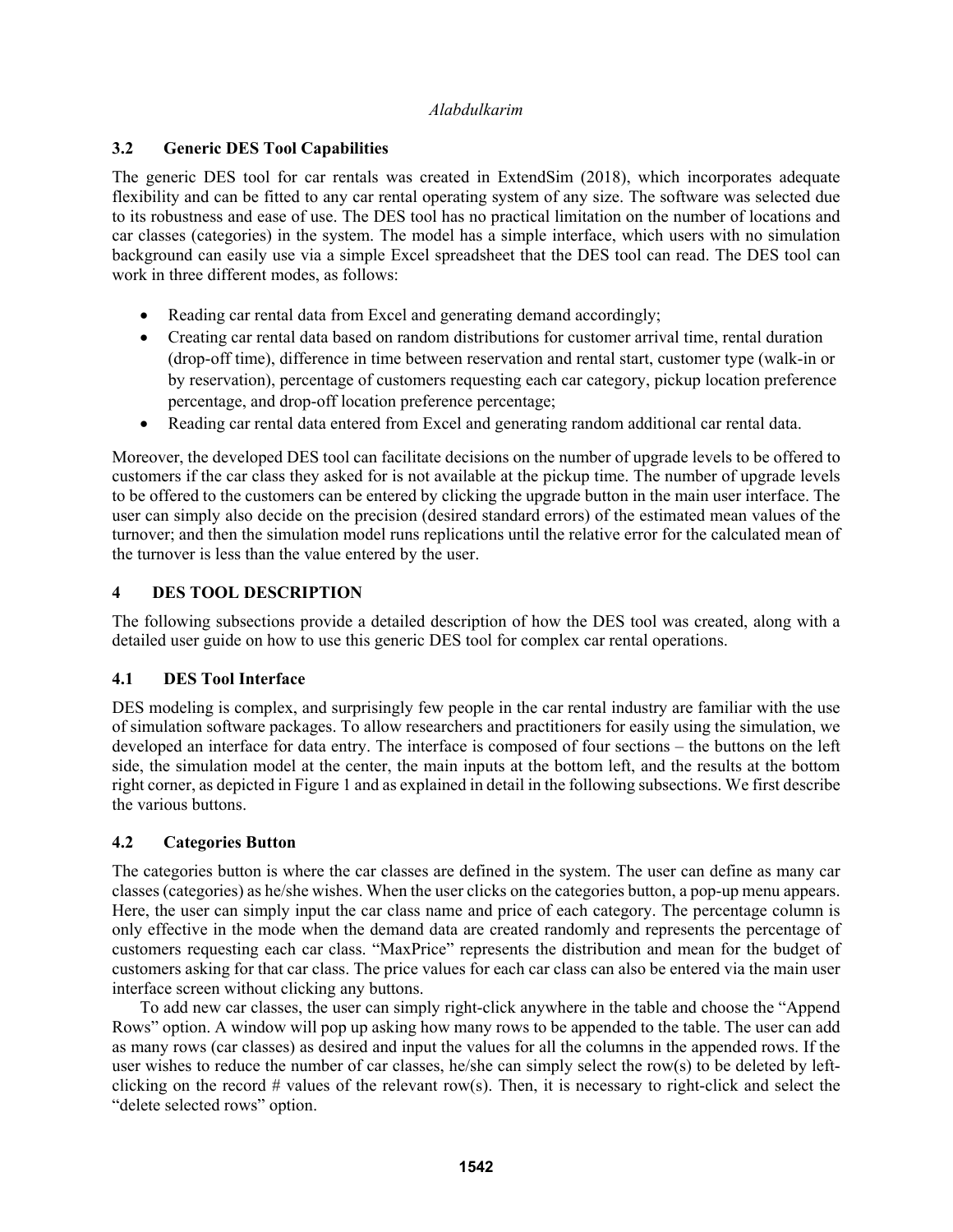### 3.2 Generic DES Tool Capabilities

The generic DES tool for car rentals was created in ExtendSim (2018), which incorporates adequate flexibility and can be fitted to any car rental operating system of any size. The software was selected due to its robustness and ease of use. The DES tool has no practical limitation on the number of locations and car classes (categories) in the system. The model has a simple interface, which users with no simulation background can easily use via a simple Excel spreadsheet that the DES tool can read. The DES tool can work in three different modes, as follows:

- Reading car rental data from Excel and generating demand accordingly;
- Creating car rental data based on random distributions for customer arrival time, rental duration (drop-off time), difference in time between reservation and rental start, customer type (walk-in or by reservation), percentage of customers requesting each car category, pickup location preference percentage, and drop-off location preference percentage;
- Reading car rental data entered from Excel and generating random additional car rental data.

Moreover, the developed DES tool can facilitate decisions on the number of upgrade levels to be offered to customers if the car class they asked for is not available at the pickup time. The number of upgrade levels to be offered to the customers can be entered by clicking the upgrade button in the main user interface. The user can simply also decide on the precision (desired standard errors) of the estimated mean values of the turnover; and then the simulation model runs replications until the relative error for the calculated mean of the turnover is less than the value entered by the user.

## 4 DES TOOL DESCRIPTION

The following subsections provide a detailed description of how the DES tool was created, along with a detailed user guide on how to use this generic DES tool for complex car rental operations.

### 4.1 DES Tool Interface

DES modeling is complex, and surprisingly few people in the car rental industry are familiar with the use of simulation software packages. To allow researchers and practitioners for easily using the simulation, we developed an interface for data entry. The interface is composed of four sections – the buttons on the left side, the simulation model at the center, the main inputs at the bottom left, and the results at the bottom right corner, as depicted in Figure 1 and as explained in detail in the following subsections. We first describe the various buttons.

### 4.2 Categories Button

The categories button is where the car classes are defined in the system. The user can define as many car classes (categories) as he/she wishes. When the user clicks on the categories button, a pop-up menu appears. Here, the user can simply input the car class name and price of each category. The percentage column is only effective in the mode when the demand data are created randomly and represents the percentage of customers requesting each car class. "MaxPrice" represents the distribution and mean for the budget of customers asking for that car class. The price values for each car class can also be entered via the main user interface screen without clicking any buttons.

To add new car classes, the user can simply right-click anywhere in the table and choose the "Append Rows" option. A window will pop up asking how many rows to be appended to the table. The user can add as many rows (car classes) as desired and input the values for all the columns in the appended rows. If the user wishes to reduce the number of car classes, he/she can simply select the row(s) to be deleted by left-clicking on the record # values of the relevant row(s). Then, it is necessary to right-click and select the "delete selected rows" option.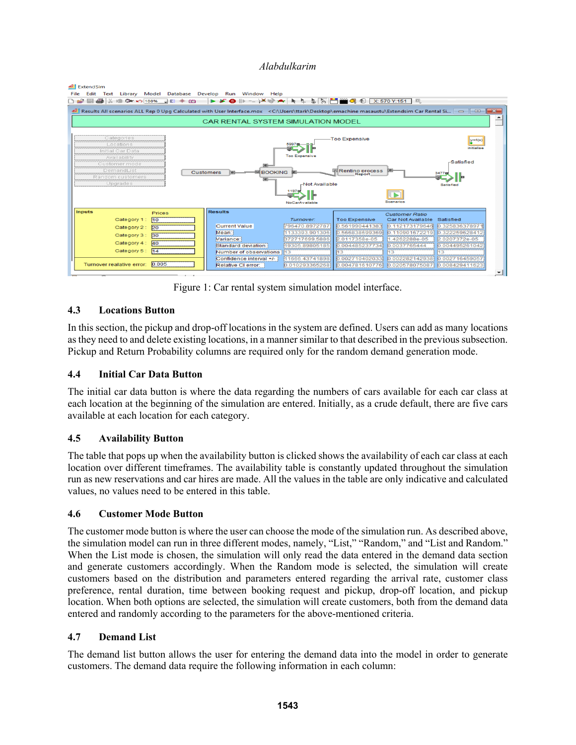Figure 1: Car rental system simulation model interface.

### 4.3 Locations Button

In this section, the pickup and drop-off locations in the system are defined. Users can add as many locations as they need to and delete existing locations, in a manner similar to that described in the previous subsection. Pickup and Return Probability columns are required only for the random demand generation mode.

### 4.4 Initial Car Data Button

The initial car data button is where the data regarding the numbers of cars available for each car class at each location at the beginning of the simulation are entered. Initially, as a crude default, there are five cars available at each location for each category.

### 4.5 Availability Button

The table that pops up when the availability button is clicked shows the availability of each car class at each location over different timeframes. The availability table is constantly updated throughout the simulation run as new reservations and car hires are made. All the values in the table are only indicative and calculated values, no values need to be entered in this table.

### 4.6 Customer Mode Button

The customer mode button is where the user can choose the mode of the simulation run. As described above, the simulation model can run in three different modes, namely, “List,” “Random,” and “List and Random.” When the List mode is chosen, the simulation will only read the data entered in the demand data section and generate customers accordingly. When the Random mode is selected, the simulation will create customers based on the distribution and parameters entered regarding the arrival rate, customer class preference, rental duration, time between booking request and pickup, drop-off location, and pickup location. When both options are selected, the simulation will create customers, both from the demand data entered and randomly according to the parameters for the above-mentioned criteria.

### 4.7 Demand List

The demand list button allows the user for entering the demand data into the model in order to generate customers. The demand data require the following information in each column: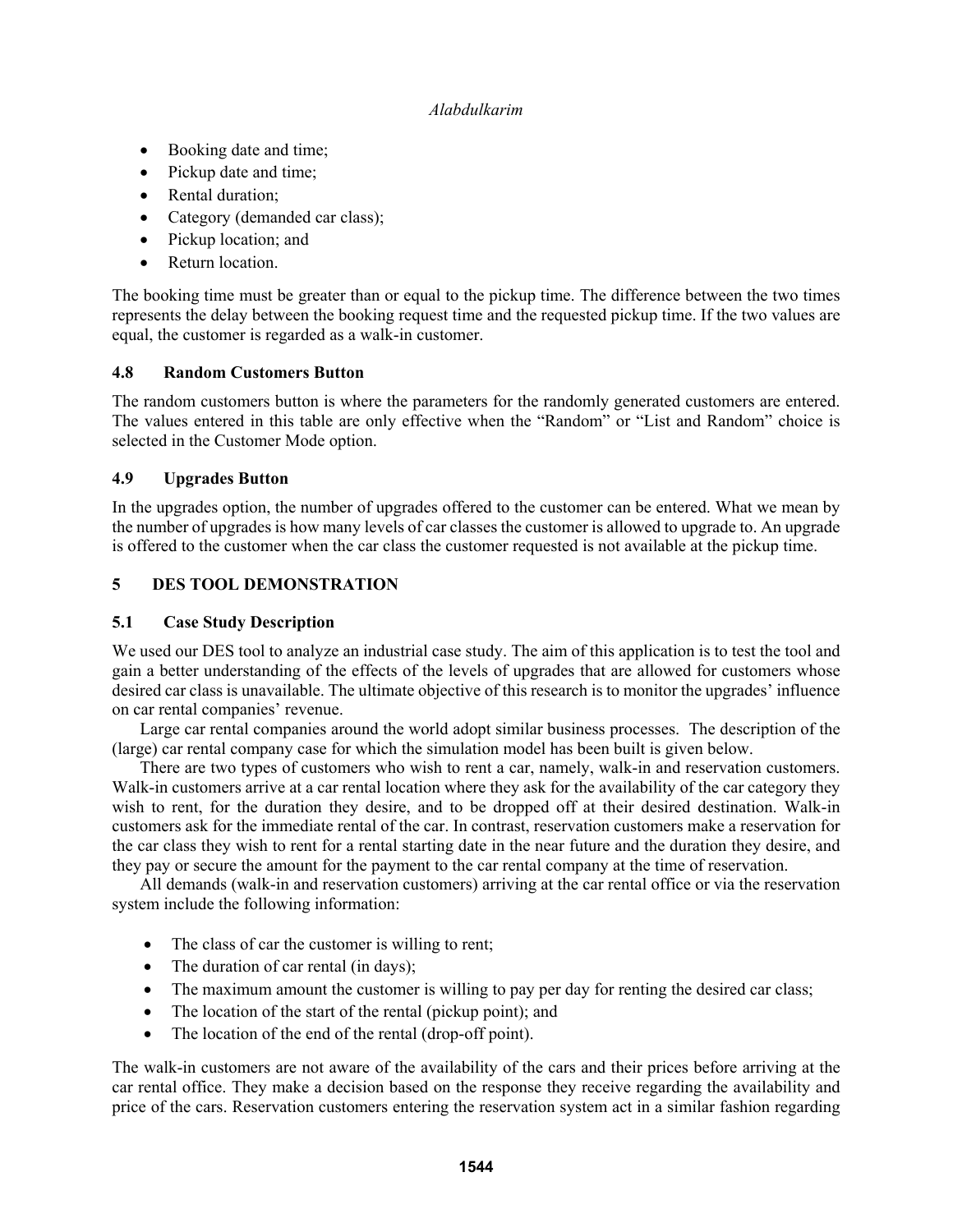- Booking date and time;
- Pickup date and time;
- Rental duration;
- Category (demanded car class);
- Pickup location; and
- Return location.

The booking time must be greater than or equal to the pickup time. The difference between the two times represents the delay between the booking request time and the requested pickup time. If the two values are equal, the customer is regarded as a walk-in customer.

### 4.8 Random Customers Button

The random customers button is where the parameters for the randomly generated customers are entered. The values entered in this table are only effective when the "Random" or "List and Random" choice is selected in the Customer Mode option.

### 4.9 Upgrades Button

In the upgrades option, the number of upgrades offered to the customer can be entered. What we mean by the number of upgrades is how many levels of car classes the customer is allowed to upgrade to. An upgrade is offered to the customer when the car class the customer requested is not available at the pickup time.

## 5 DES TOOL DEMONSTRATION

### 5.1 Case Study Description

We used our DES tool to analyze an industrial case study. The aim of this application is to test the tool and gain a better understanding of the effects of the levels of upgrades that are allowed for customers whose desired car class is unavailable. The ultimate objective of this research is to monitor the upgrades' influence on car rental companies' revenue.

Large car rental companies around the world adopt similar business processes. The description of the (large) car rental company case for which the simulation model has been built is given below.

There are two types of customers who wish to rent a car, namely, walk-in and reservation customers. Walk-in customers arrive at a car rental location where they ask for the availability of the car category they wish to rent, for the duration they desire, and to be dropped off at their desired destination. Walk-in customers ask for the immediate rental of the car. In contrast, reservation customers make a reservation for the car class they wish to rent for a rental starting date in the near future and the duration they desire, and they pay or secure the amount for the payment to the car rental company at the time of reservation.

All demands (walk-in and reservation customers) arriving at the car rental office or via the reservation system include the following information:

- The class of car the customer is willing to rent;
- The duration of car rental (in days);
- The maximum amount the customer is willing to pay per day for renting the desired car class;
- The location of the start of the rental (pickup point); and
- The location of the end of the rental (drop-off point).

The walk-in customers are not aware of the availability of the cars and their prices before arriving at the car rental office. They make a decision based on the response they receive regarding the availability and price of the cars. Reservation customers entering the reservation system act in a similar fashion regarding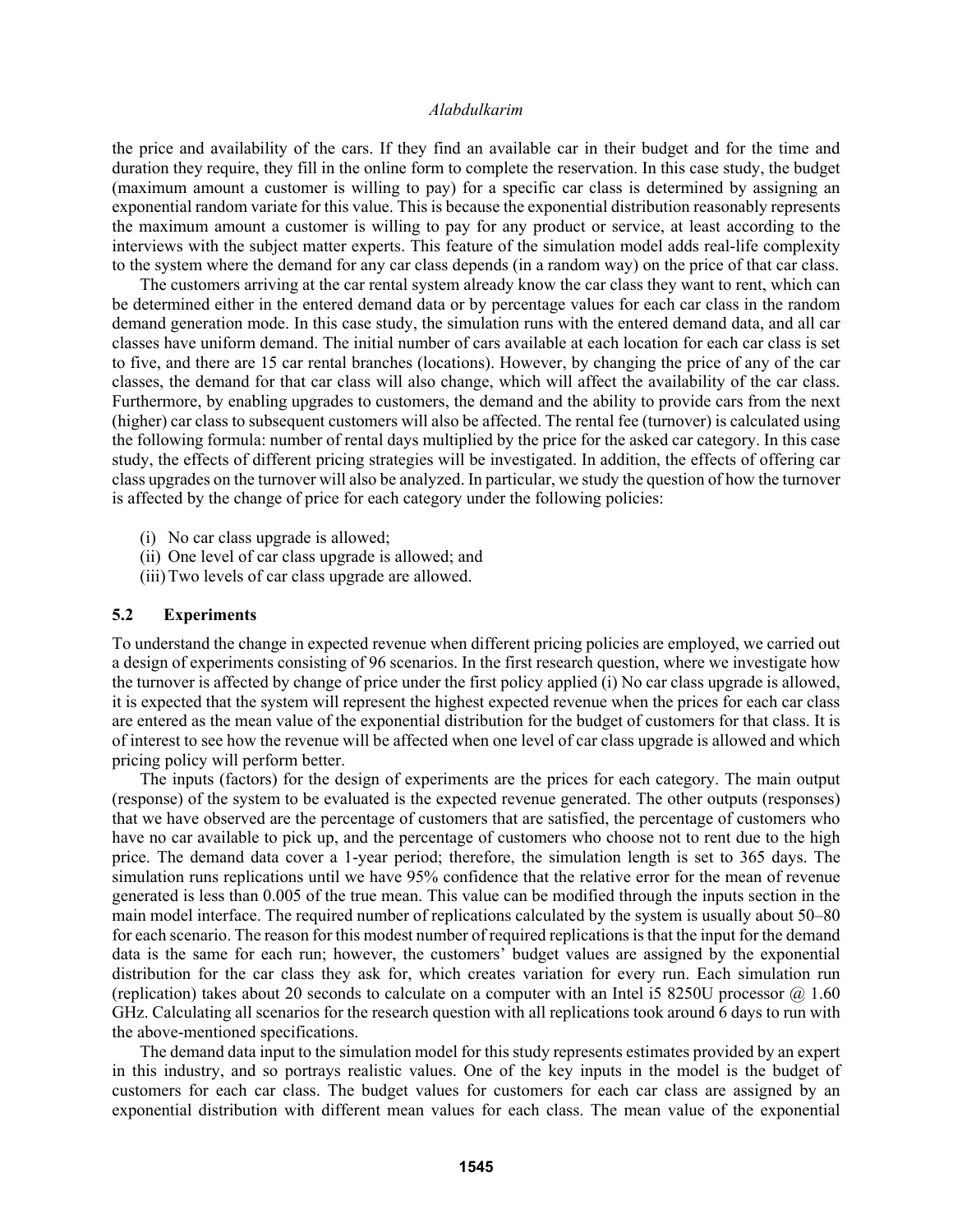the price and availability of the cars. If they find an available car in their budget and for the time and duration they require, they fill in the online form to complete the reservation. In this case study, the budget (maximum amount a customer is willing to pay) for a specific car class is determined by assigning an exponential random variate for this value. This is because the exponential distribution reasonably represents the maximum amount a customer is willing to pay for any product or service, at least according to the interviews with the subject matter experts. This feature of the simulation model adds real-life complexity to the system where the demand for any car class depends (in a random way) on the price of that car class.

The customers arriving at the car rental system already know the car class they want to rent, which can be determined either in the entered demand data or by percentage values for each car class in the random demand generation mode. In this case study, the simulation runs with the entered demand data, and all car classes have uniform demand. The initial number of cars available at each location for each car class is set to five, and there are 15 car rental branches (locations). However, by changing the price of any of the car classes, the demand for that car class will also change, which will affect the availability of the car class. Furthermore, by enabling upgrades to customers, the demand and the ability to provide cars from the next (higher) car class to subsequent customers will also be affected. The rental fee (turnover) is calculated using the following formula: number of rental days multiplied by the price for the asked car category. In this case study, the effects of different pricing strategies will be investigated. In addition, the effects of offering car class upgrades on the turnover will also be analyzed. In particular, we study the question of how the turnover is affected by the change of price for each category under the following policies:

(i) No car class upgrade is allowed;
(ii) One level of car class upgrade is allowed; and
(iii) Two levels of car class upgrade are allowed.

### 5.2 Experiments

To understand the change in expected revenue when different pricing policies are employed, we carried out a design of experiments consisting of 96 scenarios. In the first research question, where we investigate how the turnover is affected by change of price under the first policy applied (i) No car class upgrade is allowed, it is expected that the system will represent the highest expected revenue when the prices for each car class are entered as the mean value of the exponential distribution for the budget of customers for that class. It is of interest to see how the revenue will be affected when one level of car class upgrade is allowed and which pricing policy will perform better.

The inputs (factors) for the design of experiments are the prices for each category. The main output (response) of the system to be evaluated is the expected revenue generated. The other outputs (responses) that we have observed are the percentage of customers that are satisfied, the percentage of customers who have no car available to pick up, and the percentage of customers who choose not to rent due to the high price. The demand data cover a 1-year period; therefore, the simulation length is set to 365 days. The simulation runs replications until we have 95% confidence that the relative error for the mean of revenue generated is less than 0.005 of the true mean. This value can be modified through the inputs section in the main model interface. The required number of replications calculated by the system is usually about 50–80 for each scenario. The reason for this modest number of required replications is that the input for the demand data is the same for each run; however, the customers' budget values are assigned by the exponential distribution for the car class they ask for, which creates variation for every run. Each simulation run (replication) takes about 20 seconds to calculate on a computer with an Intel i5 8250U processor @ 1.60 GHz. Calculating all scenarios for the research question with all replications took around 6 days to run with the above-mentioned specifications.

The demand data input to the simulation model for this study represents estimates provided by an expert in this industry, and so portrays realistic values. One of the key inputs in the model is the budget of customers for each car class. The budget values for customers for each car class are assigned by an exponential distribution with different mean values for each class. The mean value of the exponential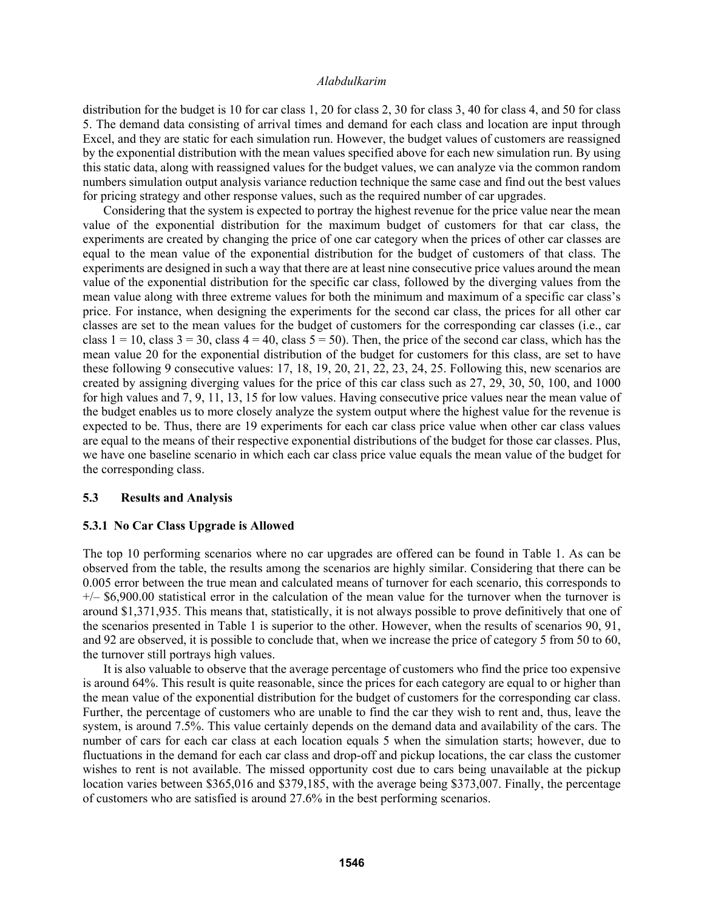distribution for the budget is 10 for car class 1, 20 for class 2, 30 for class 3, 40 for class 4, and 50 for class 5. The demand data consisting of arrival times and demand for each class and location are input through Excel, and they are static for each simulation run. However, the budget values of customers are reassigned by the exponential distribution with the mean values specified above for each new simulation run. By using this static data, along with reassigned values for the budget values, we can analyze via the common random numbers simulation output analysis variance reduction technique the same case and find out the best values for pricing strategy and other response values, such as the required number of car upgrades.

Considering that the system is expected to portray the highest revenue for the price value near the mean value of the exponential distribution for the maximum budget of customers for that car class, the experiments are created by changing the price of one car category when the prices of other car classes are equal to the mean value of the exponential distribution for the budget of customers of that class. The experiments are designed in such a way that there are at least nine consecutive price values around the mean value of the exponential distribution for the specific car class, followed by the diverging values from the mean value along with three extreme values for both the minimum and maximum of a specific car class's price. For instance, when designing the experiments for the second car class, the prices for all other car classes are set to the mean values for the budget of customers for the corresponding car classes (i.e., car class 1 = 10, class 3 = 30, class 4 = 40, class 5 = 50). Then, the price of the second car class, which has the mean value 20 for the exponential distribution of the budget for customers for this class, are set to have these following 9 consecutive values: 17, 18, 19, 20, 21, 22, 23, 24, 25. Following this, new scenarios are created by assigning diverging values for the price of this car class such as 27, 29, 30, 50, 100, and 1000 for high values and 7, 9, 11, 13, 15 for low values. Having consecutive price values near the mean value of the budget enables us to more closely analyze the system output where the highest value for the revenue is expected to be. Thus, there are 19 experiments for each car class price value when other car class values are equal to the means of their respective exponential distributions of the budget for those car classes. Plus, we have one baseline scenario in which each car class price value equals the mean value of the budget for the corresponding class.

### 5.3 Results and Analysis

#### 5.3.1 No Car Class Upgrade is Allowed

The top 10 performing scenarios where no car upgrades are offered can be found in Table 1. As can be observed from the table, the results among the scenarios are highly similar. Considering that there can be 0.005 error between the true mean and calculated means of turnover for each scenario, this corresponds to +/– $6,900.00 statistical error in the calculation of the mean value for the turnover when the turnover is around $1,371,935. This means that, statistically, it is not always possible to prove definitively that one of the scenarios presented in Table 1 is superior to the other. However, when the results of scenarios 90, 91, and 92 are observed, it is possible to conclude that, when we increase the price of category 5 from 50 to 60, the turnover still portrays high values.

It is also valuable to observe that the average percentage of customers who find the price too expensive is around 64%. This result is quite reasonable, since the prices for each category are equal to or higher than the mean value of the exponential distribution for the budget of customers for the corresponding car class. Further, the percentage of customers who are unable to find the car they wish to rent and, thus, leave the system, is around 7.5%. This value certainly depends on the demand data and availability of the cars. The number of cars for each car class at each location equals 5 when the simulation starts; however, due to fluctuations in the demand for each car class and drop-off and pickup locations, the car class the customer wishes to rent is not available. The missed opportunity cost due to cars being unavailable at the pickup location varies between $365,016 and $379,185, with the average being $373,007. Finally, the percentage of customers who are satisfied is around 27.6% in the best performing scenarios.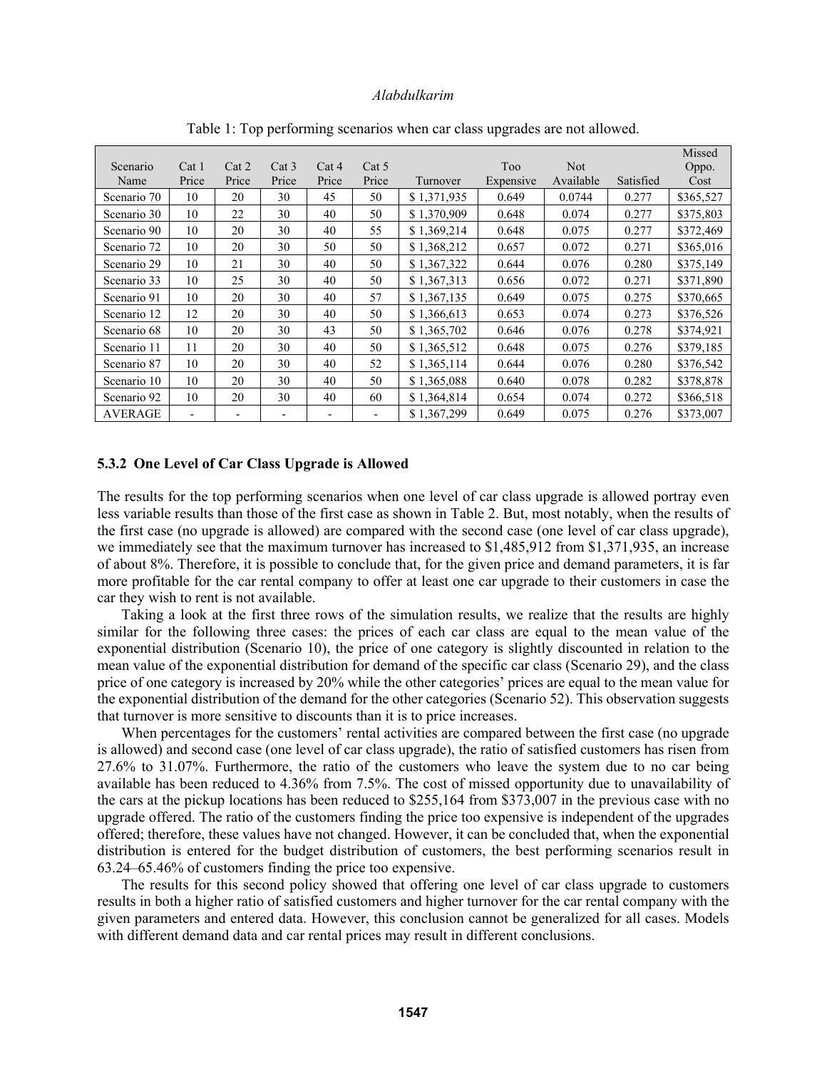Table 1: Top performing scenarios when car class upgrades are not allowed.

| Scenario Name | Cat 1 Price | Cat 2 Price | Cat 3 Price | Cat 4 Price | Cat 5 Price | Turnover | Too Expensive | Not Available | Satisfied | Missed Oppo. Cost |
|---|---|---|---|---|---|---|---|---|---|---|
| Scenario 70 | 10 | 20 | 30 | 45 | 50 | $ 1,371,935 | 0.649 | 0.0744 | 0.277 | $365,527 |
| Scenario 30 | 10 | 22 | 30 | 40 | 50 | $ 1,370,909 | 0.648 | 0.074 | 0.277 | $375,803 |
| Scenario 90 | 10 | 20 | 30 | 40 | 55 | $ 1,369,214 | 0.648 | 0.075 | 0.277 | $372,469 |
| Scenario 72 | 10 | 20 | 30 | 50 | 50 | $ 1,368,212 | 0.657 | 0.072 | 0.271 | $365,016 |
| Scenario 29 | 10 | 21 | 30 | 40 | 50 | $ 1,367,322 | 0.644 | 0.076 | 0.280 | $375,149 |
| Scenario 33 | 10 | 25 | 30 | 40 | 50 | $ 1,367,313 | 0.656 | 0.072 | 0.271 | $371,890 |
| Scenario 91 | 10 | 20 | 30 | 40 | 57 | $ 1,367,135 | 0.649 | 0.075 | 0.275 | $370,665 |
| Scenario 12 | 12 | 20 | 30 | 40 | 50 | $ 1,366,613 | 0.653 | 0.074 | 0.273 | $376,526 |
| Scenario 68 | 10 | 20 | 30 | 43 | 50 | $ 1,365,702 | 0.646 | 0.076 | 0.278 | $374,921 |
| Scenario 11 | 11 | 20 | 30 | 40 | 50 | $ 1,365,512 | 0.648 | 0.075 | 0.276 | $379,185 |
| Scenario 87 | 10 | 20 | 30 | 40 | 52 | $ 1,365,114 | 0.644 | 0.076 | 0.280 | $376,542 |
| Scenario 10 | 10 | 20 | 30 | 40 | 50 | $ 1,365,088 | 0.640 | 0.078 | 0.282 | $378,878 |
| Scenario 92 | 10 | 20 | 30 | 40 | 60 | $ 1,364,814 | 0.654 | 0.074 | 0.272 | $366,518 |
| AVERAGE | - | - | - | - | - | $ 1,367,299 | 0.649 | 0.075 | 0.276 | $373,007 |

### 5.3.2 One Level of Car Class Upgrade is Allowed

The results for the top performing scenarios when one level of car class upgrade is allowed portray even less variable results than those of the first case as shown in Table 2. But, most notably, when the results of the first case (no upgrade is allowed) are compared with the second case (one level of car class upgrade), we immediately see that the maximum turnover has increased to $1,485,912 from $1,371,935, an increase of about 8%. Therefore, it is possible to conclude that, for the given price and demand parameters, it is far more profitable for the car rental company to offer at least one car upgrade to their customers in case the car they wish to rent is not available.

Taking a look at the first three rows of the simulation results, we realize that the results are highly similar for the following three cases: the prices of each car class are equal to the mean value of the exponential distribution (Scenario 10), the price of one category is slightly discounted in relation to the mean value of the exponential distribution for demand of the specific car class (Scenario 29), and the class price of one category is increased by 20% while the other categories' prices are equal to the mean value for the exponential distribution of the demand for the other categories (Scenario 52). This observation suggests that turnover is more sensitive to discounts than it is to price increases.

When percentages for the customers' rental activities are compared between the first case (no upgrade is allowed) and second case (one level of car class upgrade), the ratio of satisfied customers has risen from 27.6% to 31.07%. Furthermore, the ratio of the customers who leave the system due to no car being available has been reduced to 4.36% from 7.5%. The cost of missed opportunity due to unavailability of the cars at the pickup locations has been reduced to $255,164 from $373,007 in the previous case with no upgrade offered. The ratio of the customers finding the price too expensive is independent of the upgrades offered; therefore, these values have not changed. However, it can be concluded that, when the exponential distribution is entered for the budget distribution of customers, the best performing scenarios result in 63.24–65.46% of customers finding the price too expensive.

The results for this second policy showed that offering one level of car class upgrade to customers results in both a higher ratio of satisfied customers and higher turnover for the car rental company with the given parameters and entered data. However, this conclusion cannot be generalized for all cases. Models with different demand data and car rental prices may result in different conclusions.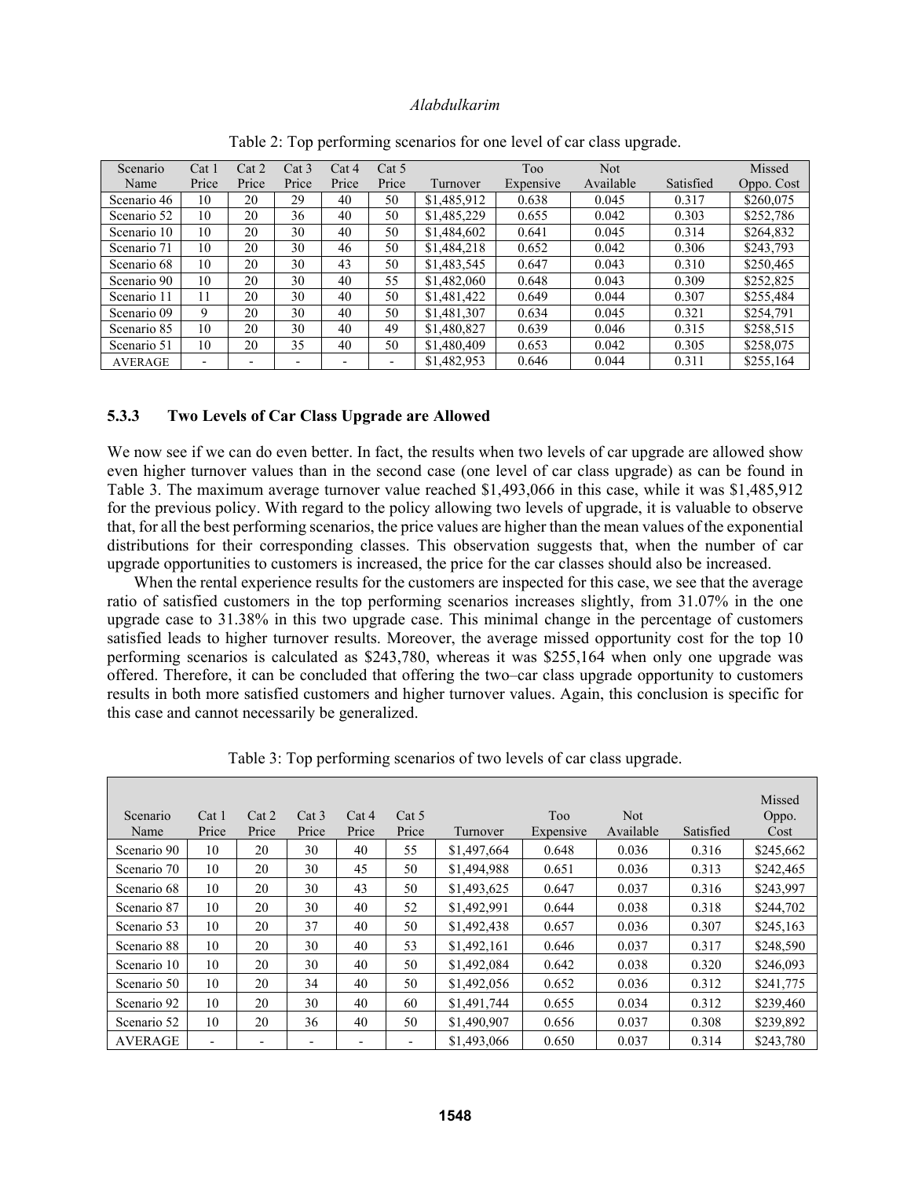Table 2: Top performing scenarios for one level of car class upgrade.

| Scenario Name | Cat 1 Price | Cat 2 Price | Cat 3 Price | Cat 4 Price | Cat 5 Price | Turnover | Too Expensive | Not Available | Satisfied | Missed Oppo. Cost |
|---|---|---|---|---|---|---|---|---|---|---|
| Scenario 46 | 10 | 20 | 29 | 40 | 50 | $1,485,912 | 0.638 | 0.045 | 0.317 | $260,075 |
| Scenario 52 | 10 | 20 | 36 | 40 | 50 | $1,485,229 | 0.655 | 0.042 | 0.303 | $252,786 |
| Scenario 10 | 10 | 20 | 30 | 40 | 50 | $1,484,602 | 0.641 | 0.045 | 0.314 | $264,832 |
| Scenario 71 | 10 | 20 | 30 | 46 | 50 | $1,484,218 | 0.652 | 0.042 | 0.306 | $243,793 |
| Scenario 68 | 10 | 20 | 30 | 43 | 50 | $1,483,545 | 0.647 | 0.043 | 0.310 | $250,465 |
| Scenario 90 | 10 | 20 | 30 | 40 | 55 | $1,482,060 | 0.648 | 0.043 | 0.309 | $252,825 |
| Scenario 11 | 11 | 20 | 30 | 40 | 50 | $1,481,422 | 0.649 | 0.044 | 0.307 | $255,484 |
| Scenario 09 | 9 | 20 | 30 | 40 | 50 | $1,481,307 | 0.634 | 0.045 | 0.321 | $254,791 |
| Scenario 85 | 10 | 20 | 30 | 40 | 49 | $1,480,827 | 0.639 | 0.046 | 0.315 | $258,515 |
| Scenario 51 | 10 | 20 | 35 | 40 | 50 | $1,480,409 | 0.653 | 0.042 | 0.305 | $258,075 |
| AVERAGE | - | - | - | - | - | $1,482,953 | 0.646 | 0.044 | 0.311 | $255,164 |

### 5.3.3 Two Levels of Car Class Upgrade are Allowed

We now see if we can do even better. In fact, the results when two levels of car upgrade are allowed show even higher turnover values than in the second case (one level of car class upgrade) as can be found in Table 3. The maximum average turnover value reached $1,493,066 in this case, while it was $1,485,912 for the previous policy. With regard to the policy allowing two levels of upgrade, it is valuable to observe that, for all the best performing scenarios, the price values are higher than the mean values of the exponential distributions for their corresponding classes. This observation suggests that, when the number of car upgrade opportunities to customers is increased, the price for the car classes should also be increased.

When the rental experience results for the customers are inspected for this case, we see that the average ratio of satisfied customers in the top performing scenarios increases slightly, from 31.07% in the one upgrade case to 31.38% in this two upgrade case. This minimal change in the percentage of customers satisfied leads to higher turnover results. Moreover, the average missed opportunity cost for the top 10 performing scenarios is calculated as $243,780, whereas it was $255,164 when only one upgrade was offered. Therefore, it can be concluded that offering the two–car class upgrade opportunity to customers results in both more satisfied customers and higher turnover values. Again, this conclusion is specific for this case and cannot necessarily be generalized.

Table 3: Top performing scenarios of two levels of car class upgrade.

| Scenario Name | Cat 1 Price | Cat 2 Price | Cat 3 Price | Cat 4 Price | Cat 5 Price | Turnover | Too Expensive | Not Available | Satisfied | Missed Oppo. Cost |
|---|---|---|---|---|---|---|---|---|---|---|
| Scenario 90 | 10 | 20 | 30 | 40 | 55 | $1,497,664 | 0.648 | 0.036 | 0.316 | $245,662 |
| Scenario 70 | 10 | 20 | 30 | 45 | 50 | $1,494,988 | 0.651 | 0.036 | 0.313 | $242,465 |
| Scenario 68 | 10 | 20 | 30 | 43 | 50 | $1,493,625 | 0.647 | 0.037 | 0.316 | $243,997 |
| Scenario 87 | 10 | 20 | 30 | 40 | 52 | $1,492,991 | 0.644 | 0.038 | 0.318 | $244,702 |
| Scenario 53 | 10 | 20 | 37 | 40 | 50 | $1,492,438 | 0.657 | 0.036 | 0.307 | $245,163 |
| Scenario 88 | 10 | 20 | 30 | 40 | 53 | $1,492,161 | 0.646 | 0.037 | 0.317 | $248,590 |
| Scenario 10 | 10 | 20 | 30 | 40 | 50 | $1,492,084 | 0.642 | 0.038 | 0.320 | $246,093 |
| Scenario 50 | 10 | 20 | 34 | 40 | 50 | $1,492,056 | 0.652 | 0.036 | 0.312 | $241,775 |
| Scenario 92 | 10 | 20 | 30 | 40 | 60 | $1,491,744 | 0.655 | 0.034 | 0.312 | $239,460 |
| Scenario 52 | 10 | 20 | 36 | 40 | 50 | $1,490,907 | 0.656 | 0.037 | 0.308 | $239,892 |
| AVERAGE | - | - | - | - | - | $1,493,066 | 0.650 | 0.037 | 0.314 | $243,780 |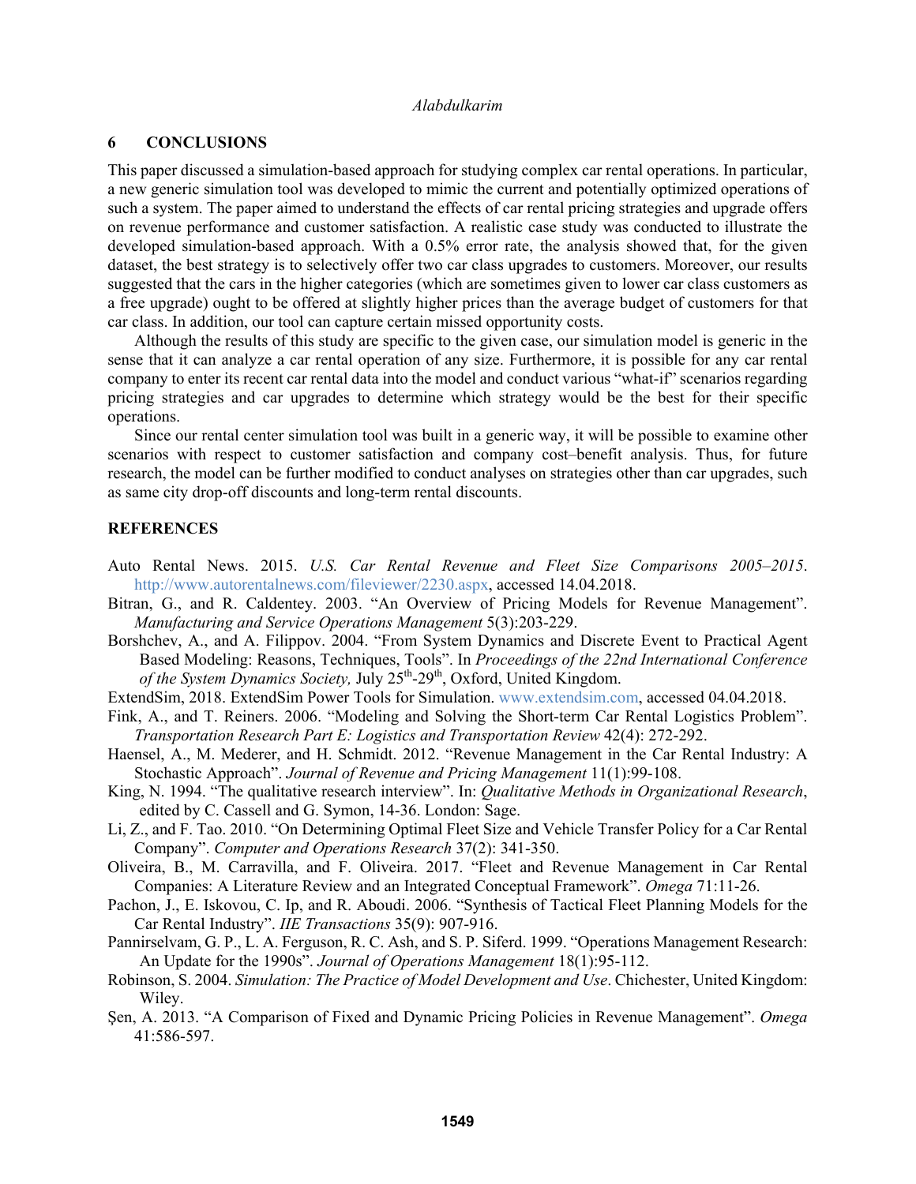## 6 CONCLUSIONS

This paper discussed a simulation-based approach for studying complex car rental operations. In particular, a new generic simulation tool was developed to mimic the current and potentially optimized operations of such a system. The paper aimed to understand the effects of car rental pricing strategies and upgrade offers on revenue performance and customer satisfaction. A realistic case study was conducted to illustrate the developed simulation-based approach. With a 0.5% error rate, the analysis showed that, for the given dataset, the best strategy is to selectively offer two car class upgrades to customers. Moreover, our results suggested that the cars in the higher categories (which are sometimes given to lower car class customers as a free upgrade) ought to be offered at slightly higher prices than the average budget of customers for that car class. In addition, our tool can capture certain missed opportunity costs.

Although the results of this study are specific to the given case, our simulation model is generic in the sense that it can analyze a car rental operation of any size. Furthermore, it is possible for any car rental company to enter its recent car rental data into the model and conduct various "what-if" scenarios regarding pricing strategies and car upgrades to determine which strategy would be the best for their specific operations.

Since our rental center simulation tool was built in a generic way, it will be possible to examine other scenarios with respect to customer satisfaction and company cost–benefit analysis. Thus, for future research, the model can be further modified to conduct analyses on strategies other than car upgrades, such as same city drop-off discounts and long-term rental discounts.

## REFERENCES

Auto Rental News. 2015. *U.S. Car Rental Revenue and Fleet Size Comparisons 2005–2015*. http://www.autorentalnews.com/fileviewer/2230.aspx, accessed 14.04.2018.

Bitran, G., and R. Caldentey. 2003. "An Overview of Pricing Models for Revenue Management". *Manufacturing and Service Operations Management* 5(3):203-229.

Borshchev, A., and A. Filippov. 2004. "From System Dynamics and Discrete Event to Practical Agent Based Modeling: Reasons, Techniques, Tools". In *Proceedings of the 22nd International Conference of the System Dynamics Society,* July 25th-29th, Oxford, United Kingdom.

ExtendSim, 2018. ExtendSim Power Tools for Simulation. www.extendsim.com, accessed 04.04.2018.

Fink, A., and T. Reiners. 2006. "Modeling and Solving the Short-term Car Rental Logistics Problem". *Transportation Research Part E: Logistics and Transportation Review* 42(4): 272-292.

Haensel, A., M. Mederer, and H. Schmidt. 2012. "Revenue Management in the Car Rental Industry: A Stochastic Approach". *Journal of Revenue and Pricing Management* 11(1):99-108.

King, N. 1994. "The qualitative research interview". In: *Qualitative Methods in Organizational Research*, edited by C. Cassell and G. Symon, 14-36. London: Sage.

Li, Z., and F. Tao. 2010. "On Determining Optimal Fleet Size and Vehicle Transfer Policy for a Car Rental Company". *Computer and Operations Research* 37(2): 341-350.

Oliveira, B., M. Carravilla, and F. Oliveira. 2017. "Fleet and Revenue Management in Car Rental Companies: A Literature Review and an Integrated Conceptual Framework". *Omega* 71:11-26.

Pachon, J., E. Iskovou, C. Ip, and R. Aboudi. 2006. "Synthesis of Tactical Fleet Planning Models for the Car Rental Industry". *IIE Transactions* 35(9): 907-916.

Pannirselvam, G. P., L. A. Ferguson, R. C. Ash, and S. P. Siferd. 1999. "Operations Management Research: An Update for the 1990s". *Journal of Operations Management* 18(1):95-112.

Robinson, S. 2004. *Simulation: The Practice of Model Development and Use*. Chichester, United Kingdom: Wiley.

Şen, A. 2013. "A Comparison of Fixed and Dynamic Pricing Policies in Revenue Management". *Omega* 41:586-597.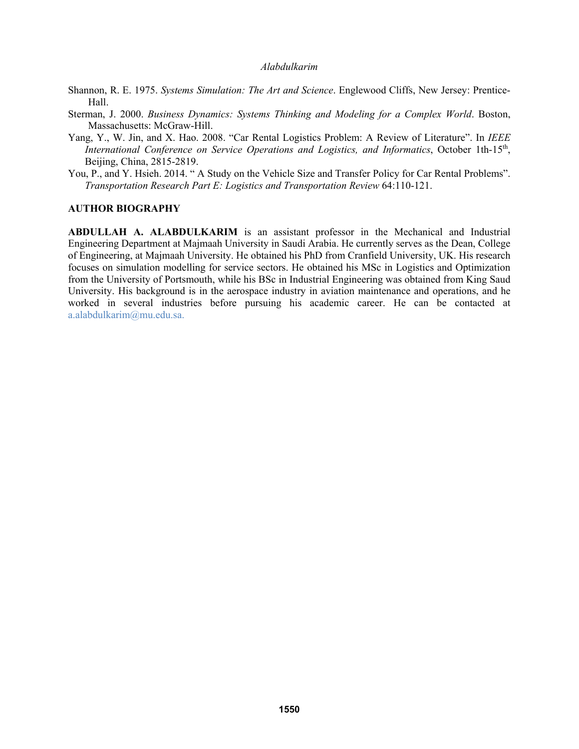Shannon, R. E. 1975. *Systems Simulation: The Art and Science*. Englewood Cliffs, New Jersey: Prentice-Hall.

Sterman, J. 2000. *Business Dynamics: Systems Thinking and Modeling for a Complex World*. Boston, Massachusetts: McGraw-Hill.

Yang, Y., W. Jin, and X. Hao. 2008. "Car Rental Logistics Problem: A Review of Literature". In *IEEE International Conference on Service Operations and Logistics, and Informatics*, October 1th-15th, Beijing, China, 2815-2819.

You, P., and Y. Hsieh. 2014. " A Study on the Vehicle Size and Transfer Policy for Car Rental Problems". *Transportation Research Part E: Logistics and Transportation Review* 64:110-121.

## AUTHOR BIOGRAPHY

**ABDULLAH A. ALABDULKARIM** is an assistant professor in the Mechanical and Industrial Engineering Department at Majmaah University in Saudi Arabia. He currently serves as the Dean, College of Engineering, at Majmaah University. He obtained his PhD from Cranfield University, UK. His research focuses on simulation modelling for service sectors. He obtained his MSc in Logistics and Optimization from the University of Portsmouth, while his BSc in Industrial Engineering was obtained from King Saud University. His background is in the aerospace industry in aviation maintenance and operations, and he worked in several industries before pursuing his academic career. He can be contacted at a.alabdulkarim@mu.edu.sa.